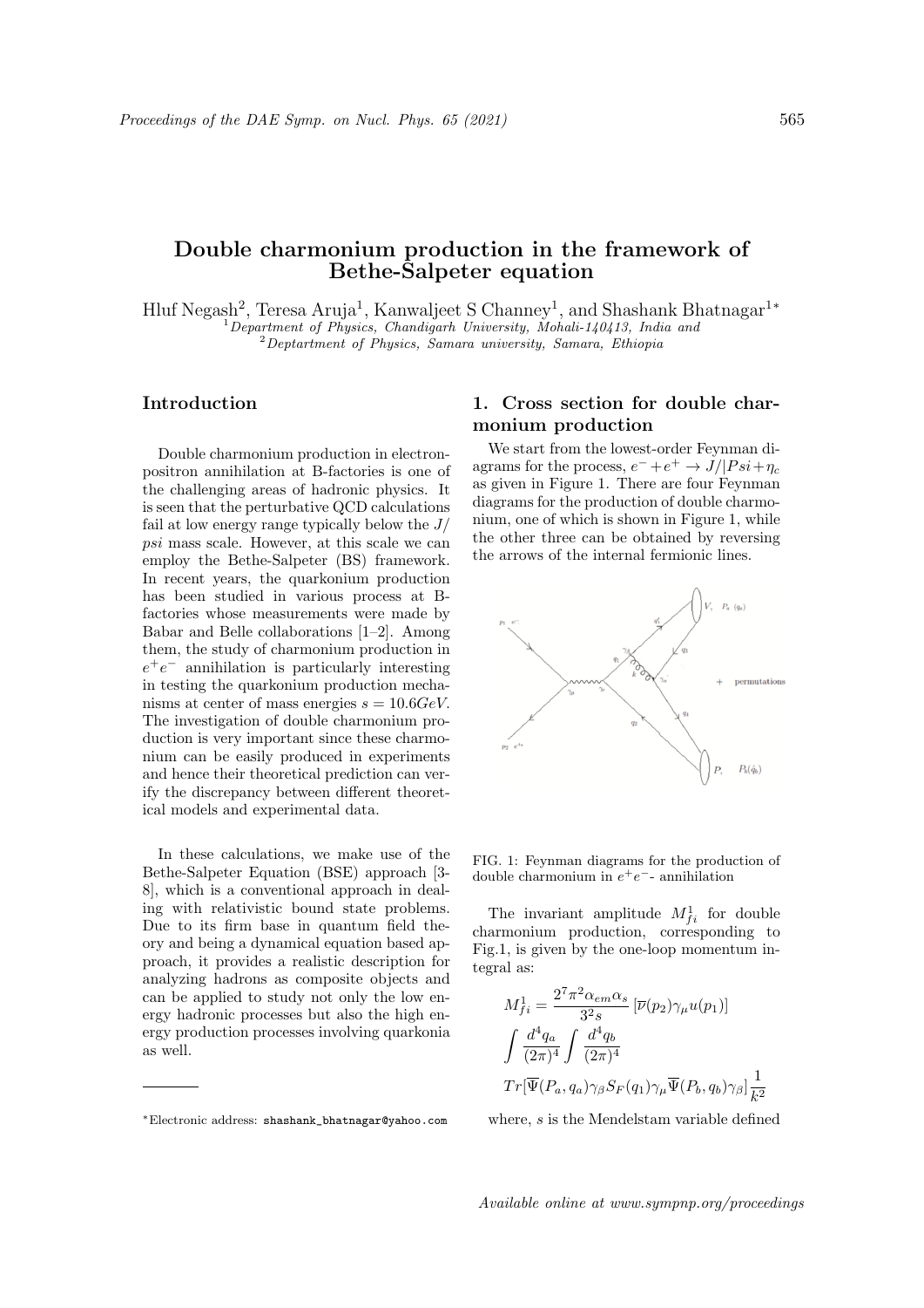# Double charmonium production in the framework of Bethe-Salpeter equation

Hluf Negash[2], Teresa Aruja[1], Kanwaljeet S Channey[1], and Shashank Bhatnagar[1]*

[1] *Department of Physics, Chandigarh University, Mohali-140413, India and*
[2] *Deptartment of Physics, Samara university, Samara, Ethiopia*

## Introduction

Double charmonium production in electron-positron annihilation at B-factories is one of the challenging areas of hadronic physics. It is seen that the perturbative QCD calculations fail at low energy range typically below the $J/psi$ mass scale. However, at this scale we can employ the Bethe-Salpeter (BS) framework. In recent years, the quarkonium production has been studied in various process at B-factories whose measurements were made by Babar and Belle collaborations [1–2]. Among them, the study of charmonium production in $e^+e^-$ annihilation is particularly interesting in testing the quarkonium production mechanisms at center of mass energies $s = 10.6GeV$. The investigation of double charmonium production is very important since these charmonium can be easily produced in experiments and hence their theoretical prediction can verify the discrepancy between different theoretical models and experimental data.

In these calculations, we make use of the Bethe-Salpeter Equation (BSE) approach [3-8], which is a conventional approach in dealing with relativistic bound state problems. Due to its firm base in quantum field theory and being a dynamical equation based approach, it provides a realistic description for analyzing hadrons as composite objects and can be applied to study not only the low energy hadronic processes but also the high energy production processes involving quarkonia as well.

*Electronic address: shashank_bhatnagar@yahoo.com

## 1. Cross section for double charmonium production

We start from the lowest-order Feynman diagrams for the process, $e^- + e^+ \rightarrow J/|Psi + \eta_c$ as given in Figure 1. There are four Feynman diagrams for the production of double charmonium, one of which is shown in Figure 1, while the other three can be obtained by reversing the arrows of the internal fermionic lines.

FIG. 1: Feynman diagrams for the production of double charmonium in $e^+e^-$- annihilation

The invariant amplitude $M^1_{fi}$ for double charmonium production, corresponding to Fig.1, is given by the one-loop momentum integral as:

$$M^1_{fi} = \frac{2^7\pi^2\alpha_{em}\alpha_s}{3^2 s}\,[\overline{\nu}(p_2)\gamma_\mu u(p_1)]$$
$$\int \frac{d^4q_a}{(2\pi)^4}\int \frac{d^4q_b}{(2\pi)^4}$$
$$Tr[\overline{\Psi}(P_a,q_a)\gamma_\beta S_F(q_1)\gamma_\mu \overline{\Psi}(P_b,q_b)\gamma_\beta]\frac{1}{k^2}$$

where, $s$ is the Mendelstam variable defined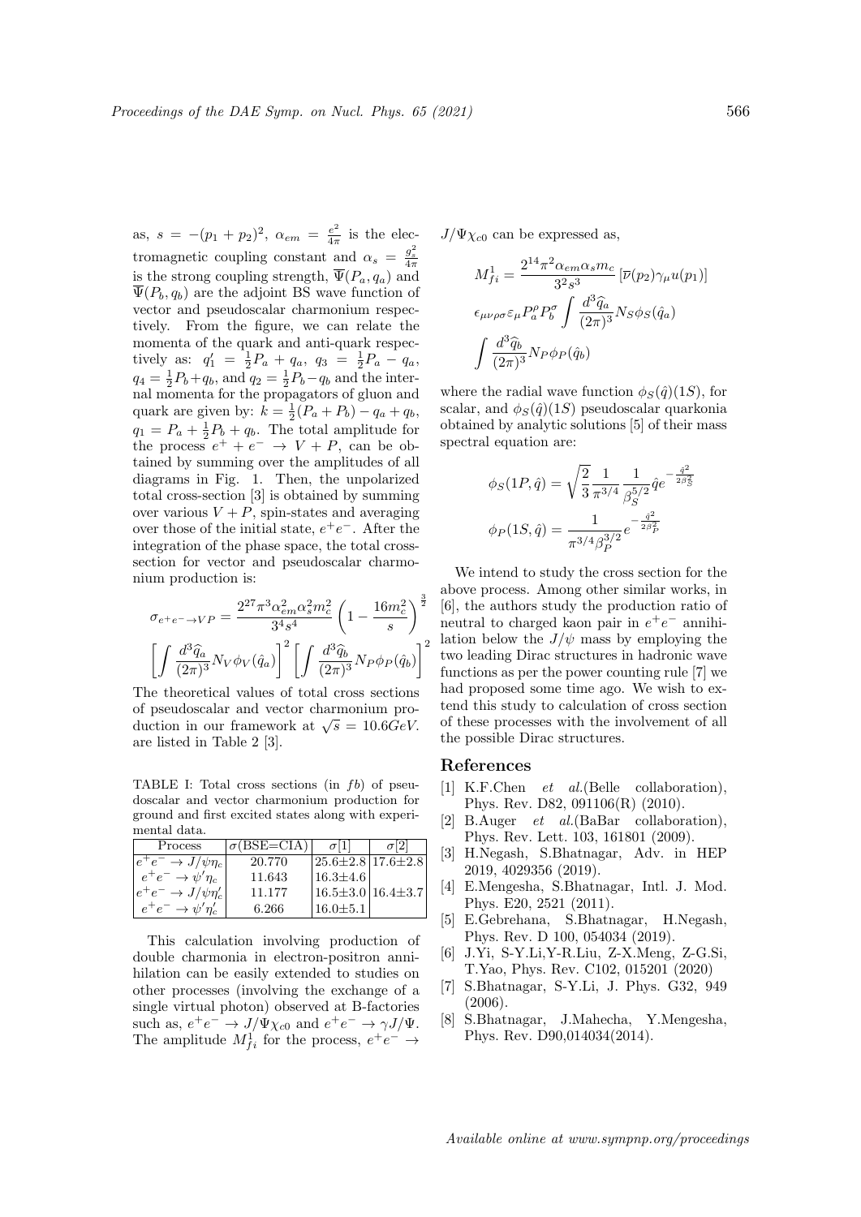as, $s = -(p_1+p_2)^2$, $\alpha_{em} = \frac{e^2}{4\pi}$ is the electromagnetic coupling constant and $\alpha_s = \frac{g_s^2}{4\pi}$ is the strong coupling strength, $\overline{\Psi}(P_a, q_a)$ and $\overline{\Psi}(P_b, q_b)$ are the adjoint BS wave function of vector and pseudoscalar charmonium respectively. From the figure, we can relate the momenta of the quark and anti-quark respectively as: $q_1' = \frac{1}{2}P_a + q_a$, $q_3 = \frac{1}{2}P_a - q_a$, $q_4 = \frac{1}{2}P_b + q_b$, and $q_2 = \frac{1}{2}P_b - q_b$ and the internal momenta for the propagators of gluon and quark are given by: $k = \frac{1}{2}(P_a + P_b) - q_a + q_b$, $q_1 = P_a + \frac{1}{2}P_b + q_b$. The total amplitude for the process $e^+ + e^- \rightarrow V + P$, can be obtained by summing over the amplitudes of all diagrams in Fig. 1. Then, the unpolarized total cross-section [3] is obtained by summing over various $V + P$, spin-states and averaging over those of the initial state, $e^+e^-$. After the integration of the phase space, the total cross-section for vector and pseudoscalar charmonium production is:

$$\sigma_{e^+e^-\rightarrow VP} = \frac{2^{27}\pi^3\alpha_{em}^2\alpha_s^2 m_c^2}{3^4 s^4}\left(1 - \frac{16m_c^2}{s}\right)^{\frac{3}{2}}$$
$$\left[\int \frac{d^3\widehat{q}_a}{(2\pi)^3} N_V \phi_V(\hat{q}_a)\right]^2 \left[\int \frac{d^3\widehat{q}_b}{(2\pi)^3} N_P \phi_P(\hat{q}_b)\right]^2$$

The theoretical values of total cross sections of pseudoscalar and vector charmonium production in our framework at $\sqrt{s} = 10.6GeV$. are listed in Table 2 [3].

TABLE I: Total cross sections (in $fb$) of pseudoscalar and vector charmonium production for ground and first excited states along with experimental data.

| Process | $\sigma$(BSE=CIA) | $\sigma$[1] | $\sigma$[2] |
|---|---|---|---|
| $e^+e^- \rightarrow J/\psi\eta_c$ | 20.770 | 25.6±2.8 | 17.6±2.8 |
| $e^+e^- \rightarrow \psi'\eta_c$ | 11.643 | 16.3±4.6 | |
| $e^+e^- \rightarrow J/\psi\eta_c'$ | 11.177 | 16.5±3.0 | 16.4±3.7 |
| $e^+e^- \rightarrow \psi'\eta_c'$ | 6.266 | 16.0±5.1 | |

This calculation involving production of double charmonia in electron-positron annihilation can be easily extended to studies on other processes (involving the exchange of a single virtual photon) observed at B-factories such as, $e^+e^- \rightarrow J/\Psi\chi_{c0}$ and $e^+e^- \rightarrow \gamma J/\Psi$. The amplitude $M_{fi}^1$ for the process, $e^+e^- \rightarrow J/\Psi\chi_{c0}$ can be expressed as,

$$M_{fi}^1 = \frac{2^{14}\pi^2\alpha_{em}\alpha_s m_c}{3^2 s^3}\left[\overline{\nu}(p_2)\gamma_\mu u(p_1)\right]$$
$$\epsilon_{\mu\nu\rho\sigma}\varepsilon_\mu P_a^\rho P_b^\sigma \int \frac{d^3\widehat{q}_a}{(2\pi)^3} N_S \phi_S(\hat{q}_a)$$
$$\int \frac{d^3\widehat{q}_b}{(2\pi)^3} N_P \phi_P(\hat{q}_b)$$

where the radial wave function $\phi_S(\hat{q})(1S)$, for scalar, and $\phi_S(\hat{q})(1S)$ pseudoscalar quarkonia obtained by analytic solutions [5] of their mass spectral equation are:

$$\phi_S(1P, \hat{q}) = \sqrt{\frac{2}{3}}\frac{1}{\pi^{3/4}}\frac{1}{\beta_S^{5/2}}\hat{q}e^{-\frac{\hat{q}^2}{2\beta_S^2}}$$
$$\phi_P(1S, \hat{q}) = \frac{1}{\pi^{3/4}\beta_P^{3/2}}e^{-\frac{\hat{q}^2}{2\beta_P^2}}$$

We intend to study the cross section for the above process. Among other similar works, in [6], the authors study the production ratio of neutral to charged kaon pair in $e^+e^-$ annihilation below the $J/\psi$ mass by employing the two leading Dirac structures in hadronic wave functions as per the power counting rule [7] we had proposed some time ago. We wish to extend this study to calculation of cross section of these processes with the involvement of all the possible Dirac structures.

## References

[1] K.F.Chen *et al.*(Belle collaboration), Phys. Rev. D82, 091106(R) (2010).

[2] B.Auger *et al.*(BaBar collaboration), Phys. Rev. Lett. 103, 161801 (2009).

[3] H.Negash, S.Bhatnagar, Adv. in HEP 2019, 4029356 (2019).

[4] E.Mengesha, S.Bhatnagar, Intl. J. Mod. Phys. E20, 2521 (2011).

[5] E.Gebrehana, S.Bhatnagar, H.Negash, Phys. Rev. D 100, 054034 (2019).

[6] J.Yi, S-Y.Li,Y-R.Liu, Z-X.Meng, Z-G.Si, T.Yao, Phys. Rev. C102, 015201 (2020)

[7] S.Bhatnagar, S-Y.Li, J. Phys. G32, 949 (2006).

[8] S.Bhatnagar, J.Mahecha, Y.Mengesha, Phys. Rev. D90,014034(2014).